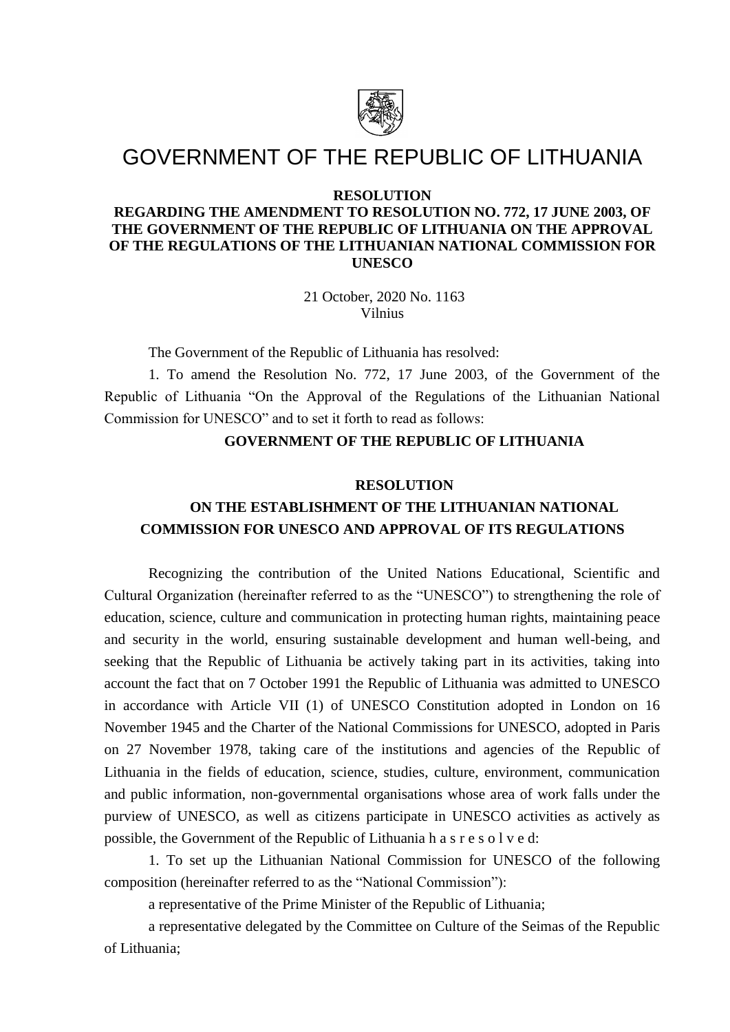# GOVERNMENT OF THE REPUBLIC OF LITHUANIA

**RESOLUTION**
**REGARDING THE AMENDMENT TO RESOLUTION NO. 772, 17 JUNE 2003, OF THE GOVERNMENT OF THE REPUBLIC OF LITHUANIA ON THE APPROVAL OF THE REGULATIONS OF THE LITHUANIAN NATIONAL COMMISSION FOR UNESCO**

21 October, 2020 No. 1163
Vilnius

The Government of the Republic of Lithuania has resolved:

1. To amend the Resolution No. 772, 17 June 2003, of the Government of the Republic of Lithuania "On the Approval of the Regulations of the Lithuanian National Commission for UNESCO" and to set it forth to read as follows:

**GOVERNMENT OF THE REPUBLIC OF LITHUANIA**

**RESOLUTION**
**ON THE ESTABLISHMENT OF THE LITHUANIAN NATIONAL COMMISSION FOR UNESCO AND APPROVAL OF ITS REGULATIONS**

Recognizing the contribution of the United Nations Educational, Scientific and Cultural Organization (hereinafter referred to as the "UNESCO") to strengthening the role of education, science, culture and communication in protecting human rights, maintaining peace and security in the world, ensuring sustainable development and human well-being, and seeking that the Republic of Lithuania be actively taking part in its activities, taking into account the fact that on 7 October 1991 the Republic of Lithuania was admitted to UNESCO in accordance with Article VII (1) of UNESCO Constitution adopted in London on 16 November 1945 and the Charter of the National Commissions for UNESCO, adopted in Paris on 27 November 1978, taking care of the institutions and agencies of the Republic of Lithuania in the fields of education, science, studies, culture, environment, communication and public information, non-governmental organisations whose area of work falls under the purview of UNESCO, as well as citizens participate in UNESCO activities as actively as possible, the Government of the Republic of Lithuania h a s r e s o l v e d:

1. To set up the Lithuanian National Commission for UNESCO of the following composition (hereinafter referred to as the "National Commission"):

a representative of the Prime Minister of the Republic of Lithuania;

a representative delegated by the Committee on Culture of the Seimas of the Republic of Lithuania;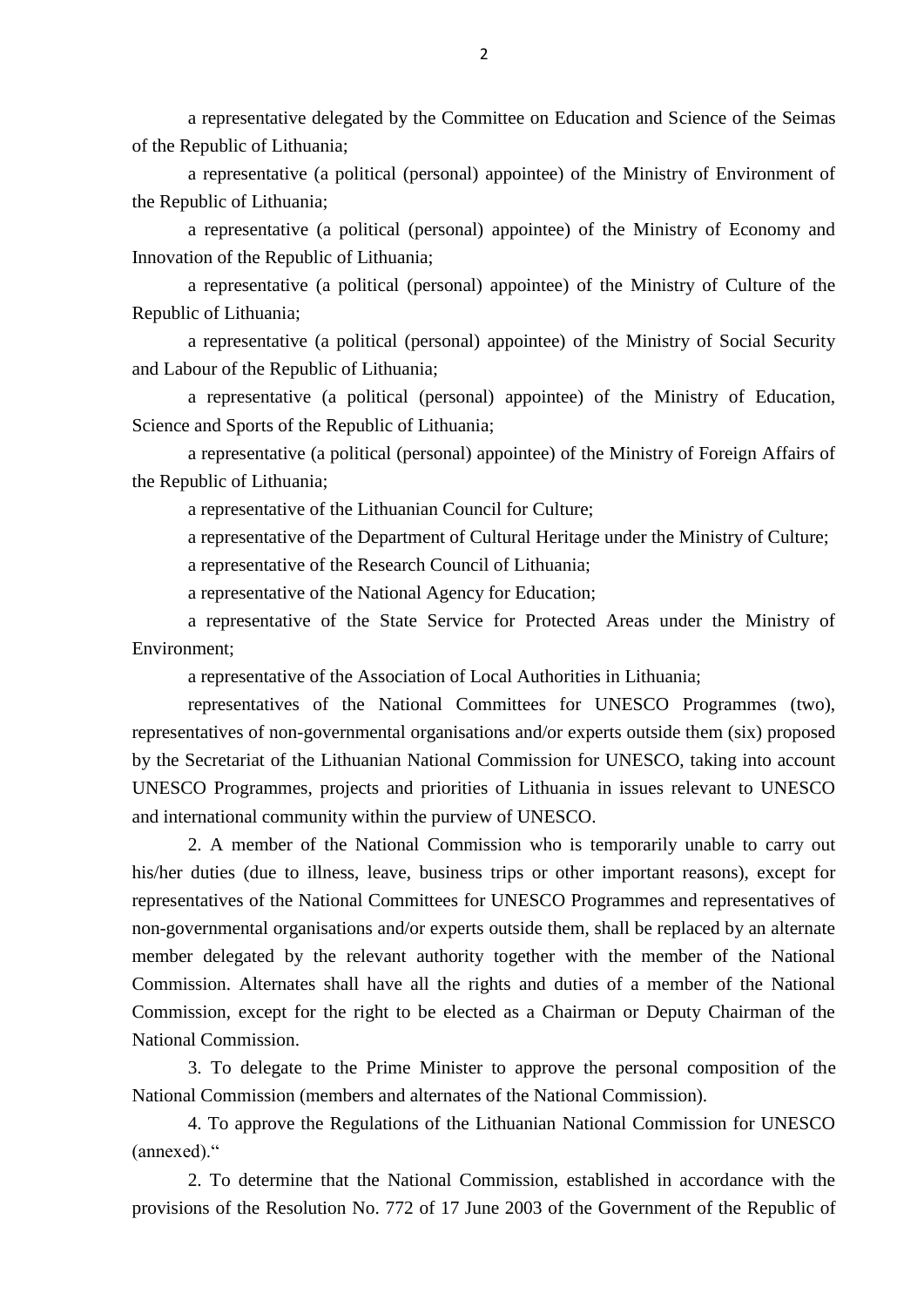a representative delegated by the Committee on Education and Science of the Seimas of the Republic of Lithuania;

a representative (a political (personal) appointee) of the Ministry of Environment of the Republic of Lithuania;

a representative (a political (personal) appointee) of the Ministry of Economy and Innovation of the Republic of Lithuania;

a representative (a political (personal) appointee) of the Ministry of Culture of the Republic of Lithuania;

a representative (a political (personal) appointee) of the Ministry of Social Security and Labour of the Republic of Lithuania;

a representative (a political (personal) appointee) of the Ministry of Education, Science and Sports of the Republic of Lithuania;

a representative (a political (personal) appointee) of the Ministry of Foreign Affairs of the Republic of Lithuania;

a representative of the Lithuanian Council for Culture;

a representative of the Department of Cultural Heritage under the Ministry of Culture;

a representative of the Research Council of Lithuania;

a representative of the National Agency for Education;

a representative of the State Service for Protected Areas under the Ministry of Environment;

a representative of the Association of Local Authorities in Lithuania;

representatives of the National Committees for UNESCO Programmes (two), representatives of non-governmental organisations and/or experts outside them (six) proposed by the Secretariat of the Lithuanian National Commission for UNESCO, taking into account UNESCO Programmes, projects and priorities of Lithuania in issues relevant to UNESCO and international community within the purview of UNESCO.

2. A member of the National Commission who is temporarily unable to carry out his/her duties (due to illness, leave, business trips or other important reasons), except for representatives of the National Committees for UNESCO Programmes and representatives of non-governmental organisations and/or experts outside them, shall be replaced by an alternate member delegated by the relevant authority together with the member of the National Commission. Alternates shall have all the rights and duties of a member of the National Commission, except for the right to be elected as a Chairman or Deputy Chairman of the National Commission.

3. To delegate to the Prime Minister to approve the personal composition of the National Commission (members and alternates of the National Commission).

4. To approve the Regulations of the Lithuanian National Commission for UNESCO (annexed).“

2. To determine that the National Commission, established in accordance with the provisions of the Resolution No. 772 of 17 June 2003 of the Government of the Republic of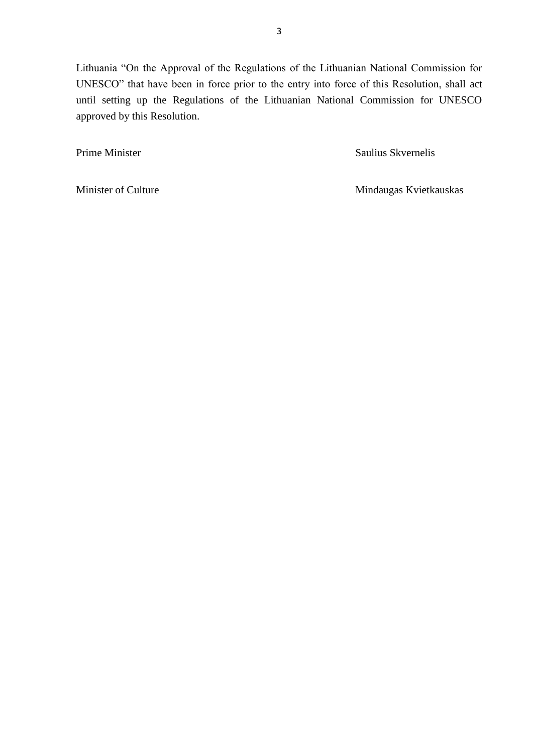Lithuania "On the Approval of the Regulations of the Lithuanian National Commission for UNESCO" that have been in force prior to the entry into force of this Resolution, shall act until setting up the Regulations of the Lithuanian National Commission for UNESCO approved by this Resolution.

Prime Minister Saulius Skvernelis

Minister of Culture Mindaugas Kvietkauskas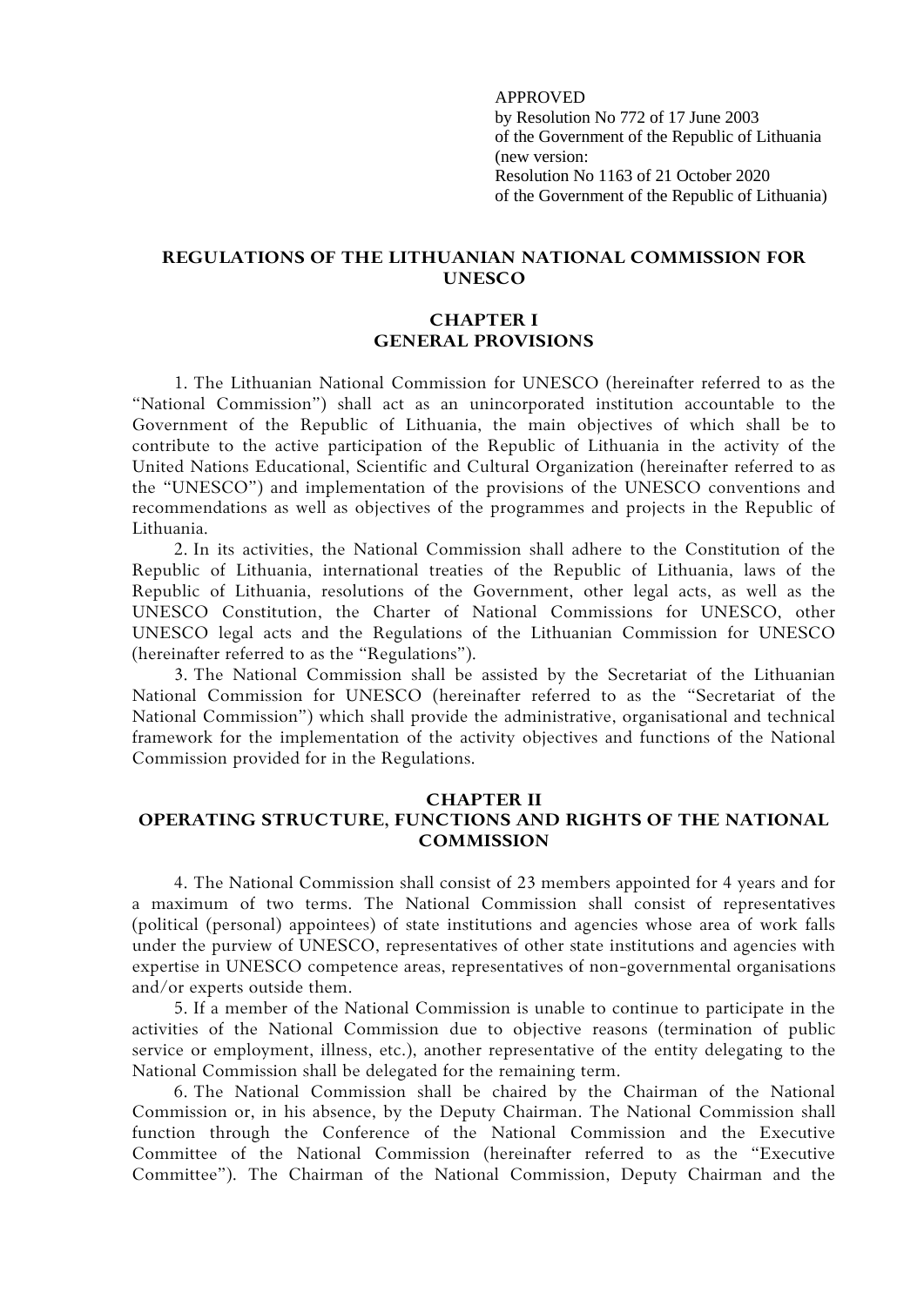APPROVED
by Resolution No 772 of 17 June 2003
of the Government of the Republic of Lithuania
(new version:
Resolution No 1163 of 21 October 2020
of the Government of the Republic of Lithuania)

# REGULATIONS OF THE LITHUANIAN NATIONAL COMMISSION FOR UNESCO

## CHAPTER I
## GENERAL PROVISIONS

1. The Lithuanian National Commission for UNESCO (hereinafter referred to as the "National Commission") shall act as an unincorporated institution accountable to the Government of the Republic of Lithuania, the main objectives of which shall be to contribute to the active participation of the Republic of Lithuania in the activity of the United Nations Educational, Scientific and Cultural Organization (hereinafter referred to as the "UNESCO") and implementation of the provisions of the UNESCO conventions and recommendations as well as objectives of the programmes and projects in the Republic of Lithuania.

2. In its activities, the National Commission shall adhere to the Constitution of the Republic of Lithuania, international treaties of the Republic of Lithuania, laws of the Republic of Lithuania, resolutions of the Government, other legal acts, as well as the UNESCO Constitution, the Charter of National Commissions for UNESCO, other UNESCO legal acts and the Regulations of the Lithuanian Commission for UNESCO (hereinafter referred to as the "Regulations").

3. The National Commission shall be assisted by the Secretariat of the Lithuanian National Commission for UNESCO (hereinafter referred to as the "Secretariat of the National Commission") which shall provide the administrative, organisational and technical framework for the implementation of the activity objectives and functions of the National Commission provided for in the Regulations.

## CHAPTER II
## OPERATING STRUCTURE, FUNCTIONS AND RIGHTS OF THE NATIONAL COMMISSION

4. The National Commission shall consist of 23 members appointed for 4 years and for a maximum of two terms. The National Commission shall consist of representatives (political (personal) appointees) of state institutions and agencies whose area of work falls under the purview of UNESCO, representatives of other state institutions and agencies with expertise in UNESCO competence areas, representatives of non-governmental organisations and/or experts outside them.

5. If a member of the National Commission is unable to continue to participate in the activities of the National Commission due to objective reasons (termination of public service or employment, illness, etc.), another representative of the entity delegating to the National Commission shall be delegated for the remaining term.

6. The National Commission shall be chaired by the Chairman of the National Commission or, in his absence, by the Deputy Chairman. The National Commission shall function through the Conference of the National Commission and the Executive Committee of the National Commission (hereinafter referred to as the "Executive Committee"). The Chairman of the National Commission, Deputy Chairman and the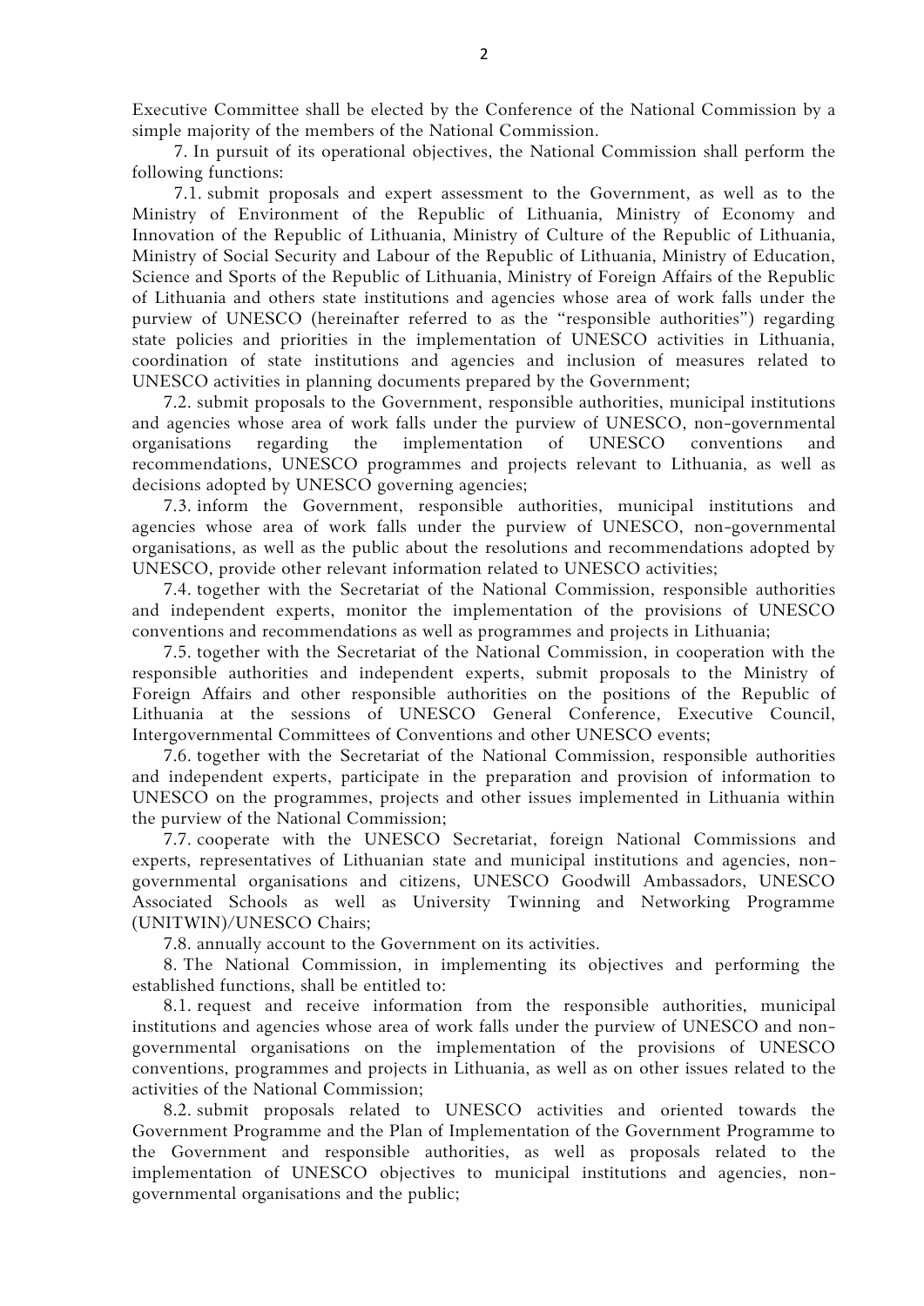Executive Committee shall be elected by the Conference of the National Commission by a simple majority of the members of the National Commission.

7. In pursuit of its operational objectives, the National Commission shall perform the following functions:

7.1. submit proposals and expert assessment to the Government, as well as to the Ministry of Environment of the Republic of Lithuania, Ministry of Economy and Innovation of the Republic of Lithuania, Ministry of Culture of the Republic of Lithuania, Ministry of Social Security and Labour of the Republic of Lithuania, Ministry of Education, Science and Sports of the Republic of Lithuania, Ministry of Foreign Affairs of the Republic of Lithuania and others state institutions and agencies whose area of work falls under the purview of UNESCO (hereinafter referred to as the "responsible authorities") regarding state policies and priorities in the implementation of UNESCO activities in Lithuania, coordination of state institutions and agencies and inclusion of measures related to UNESCO activities in planning documents prepared by the Government;

7.2. submit proposals to the Government, responsible authorities, municipal institutions and agencies whose area of work falls under the purview of UNESCO, non-governmental organisations regarding the implementation of UNESCO conventions and recommendations, UNESCO programmes and projects relevant to Lithuania, as well as decisions adopted by UNESCO governing agencies;

7.3. inform the Government, responsible authorities, municipal institutions and agencies whose area of work falls under the purview of UNESCO, non-governmental organisations, as well as the public about the resolutions and recommendations adopted by UNESCO, provide other relevant information related to UNESCO activities;

7.4. together with the Secretariat of the National Commission, responsible authorities and independent experts, monitor the implementation of the provisions of UNESCO conventions and recommendations as well as programmes and projects in Lithuania;

7.5. together with the Secretariat of the National Commission, in cooperation with the responsible authorities and independent experts, submit proposals to the Ministry of Foreign Affairs and other responsible authorities on the positions of the Republic of Lithuania at the sessions of UNESCO General Conference, Executive Council, Intergovernmental Committees of Conventions and other UNESCO events;

7.6. together with the Secretariat of the National Commission, responsible authorities and independent experts, participate in the preparation and provision of information to UNESCO on the programmes, projects and other issues implemented in Lithuania within the purview of the National Commission;

7.7. cooperate with the UNESCO Secretariat, foreign National Commissions and experts, representatives of Lithuanian state and municipal institutions and agencies, non-governmental organisations and citizens, UNESCO Goodwill Ambassadors, UNESCO Associated Schools as well as University Twinning and Networking Programme (UNITWIN)/UNESCO Chairs;

7.8. annually account to the Government on its activities.

8. The National Commission, in implementing its objectives and performing the established functions, shall be entitled to:

8.1. request and receive information from the responsible authorities, municipal institutions and agencies whose area of work falls under the purview of UNESCO and non-governmental organisations on the implementation of the provisions of UNESCO conventions, programmes and projects in Lithuania, as well as on other issues related to the activities of the National Commission;

8.2. submit proposals related to UNESCO activities and oriented towards the Government Programme and the Plan of Implementation of the Government Programme to the Government and responsible authorities, as well as proposals related to the implementation of UNESCO objectives to municipal institutions and agencies, non-governmental organisations and the public;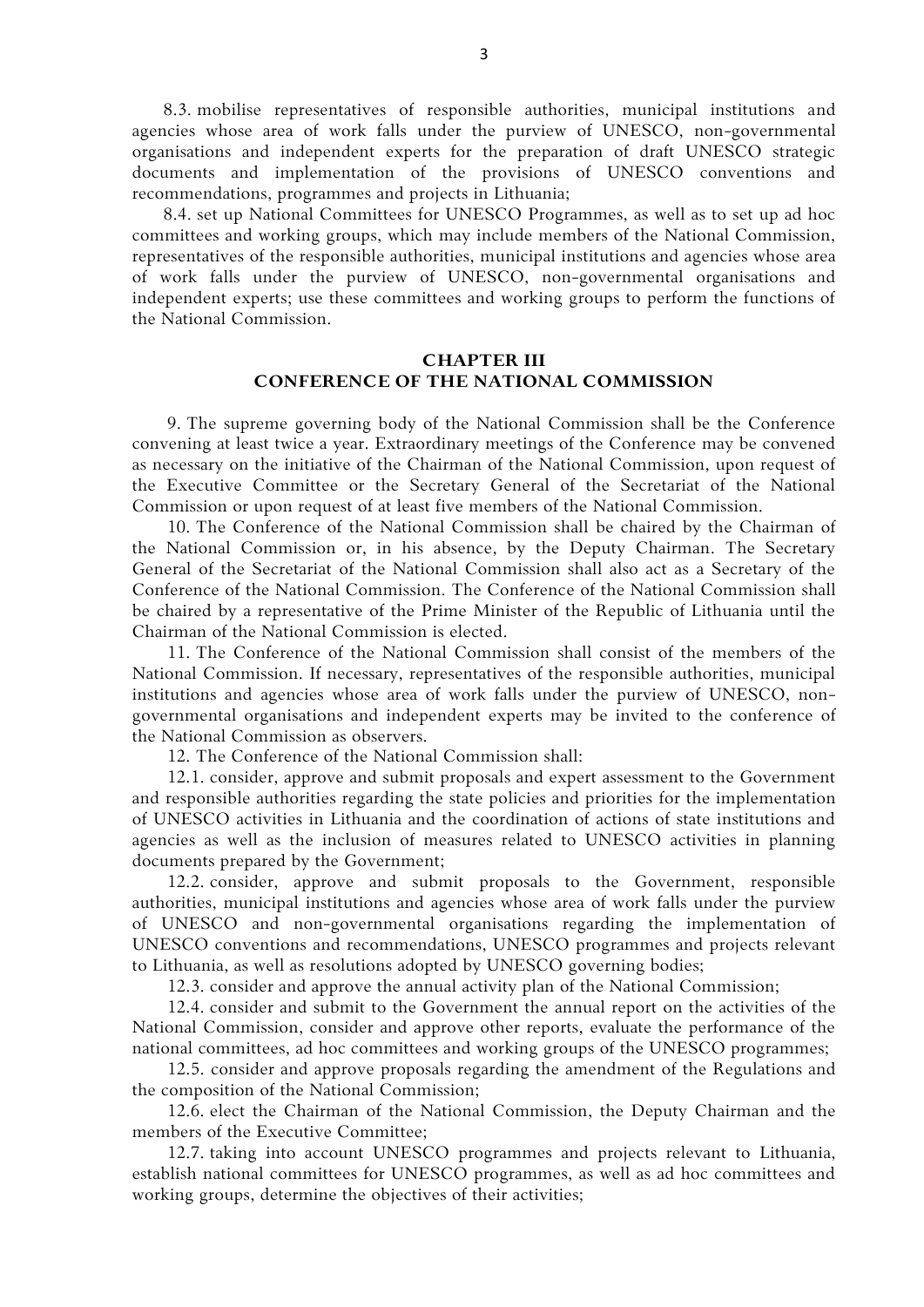8.3. mobilise representatives of responsible authorities, municipal institutions and agencies whose area of work falls under the purview of UNESCO, non-governmental organisations and independent experts for the preparation of draft UNESCO strategic documents and implementation of the provisions of UNESCO conventions and recommendations, programmes and projects in Lithuania;

8.4. set up National Committees for UNESCO Programmes, as well as to set up ad hoc committees and working groups, which may include members of the National Commission, representatives of the responsible authorities, municipal institutions and agencies whose area of work falls under the purview of UNESCO, non-governmental organisations and independent experts; use these committees and working groups to perform the functions of the National Commission.

## CHAPTER III
## CONFERENCE OF THE NATIONAL COMMISSION

9. The supreme governing body of the National Commission shall be the Conference convening at least twice a year. Extraordinary meetings of the Conference may be convened as necessary on the initiative of the Chairman of the National Commission, upon request of the Executive Committee or the Secretary General of the Secretariat of the National Commission or upon request of at least five members of the National Commission.

10. The Conference of the National Commission shall be chaired by the Chairman of the National Commission or, in his absence, by the Deputy Chairman. The Secretary General of the Secretariat of the National Commission shall also act as a Secretary of the Conference of the National Commission. The Conference of the National Commission shall be chaired by a representative of the Prime Minister of the Republic of Lithuania until the Chairman of the National Commission is elected.

11. The Conference of the National Commission shall consist of the members of the National Commission. If necessary, representatives of the responsible authorities, municipal institutions and agencies whose area of work falls under the purview of UNESCO, non-governmental organisations and independent experts may be invited to the conference of the National Commission as observers.

12. The Conference of the National Commission shall:

12.1. consider, approve and submit proposals and expert assessment to the Government and responsible authorities regarding the state policies and priorities for the implementation of UNESCO activities in Lithuania and the coordination of actions of state institutions and agencies as well as the inclusion of measures related to UNESCO activities in planning documents prepared by the Government;

12.2. consider, approve and submit proposals to the Government, responsible authorities, municipal institutions and agencies whose area of work falls under the purview of UNESCO and non-governmental organisations regarding the implementation of UNESCO conventions and recommendations, UNESCO programmes and projects relevant to Lithuania, as well as resolutions adopted by UNESCO governing bodies;

12.3. consider and approve the annual activity plan of the National Commission;

12.4. consider and submit to the Government the annual report on the activities of the National Commission, consider and approve other reports, evaluate the performance of the national committees, ad hoc committees and working groups of the UNESCO programmes;

12.5. consider and approve proposals regarding the amendment of the Regulations and the composition of the National Commission;

12.6. elect the Chairman of the National Commission, the Deputy Chairman and the members of the Executive Committee;

12.7. taking into account UNESCO programmes and projects relevant to Lithuania, establish national committees for UNESCO programmes, as well as ad hoc committees and working groups, determine the objectives of their activities;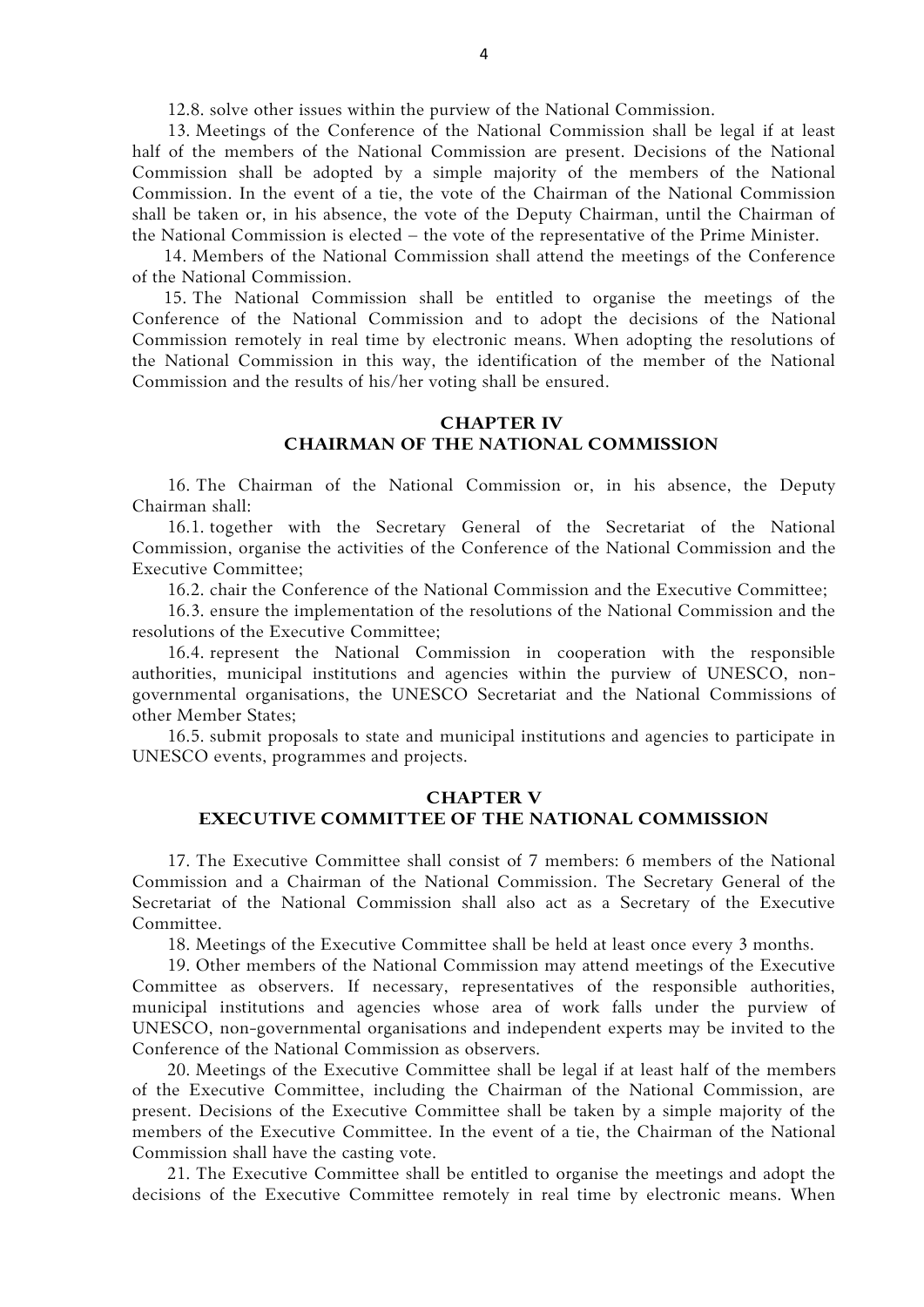12.8. solve other issues within the purview of the National Commission.

13. Meetings of the Conference of the National Commission shall be legal if at least half of the members of the National Commission are present. Decisions of the National Commission shall be adopted by a simple majority of the members of the National Commission. In the event of a tie, the vote of the Chairman of the National Commission shall be taken or, in his absence, the vote of the Deputy Chairman, until the Chairman of the National Commission is elected – the vote of the representative of the Prime Minister.

14. Members of the National Commission shall attend the meetings of the Conference of the National Commission.

15. The National Commission shall be entitled to organise the meetings of the Conference of the National Commission and to adopt the decisions of the National Commission remotely in real time by electronic means. When adopting the resolutions of the National Commission in this way, the identification of the member of the National Commission and the results of his/her voting shall be ensured.

## CHAPTER IV
## CHAIRMAN OF THE NATIONAL COMMISSION

16. The Chairman of the National Commission or, in his absence, the Deputy Chairman shall:

16.1. together with the Secretary General of the Secretariat of the National Commission, organise the activities of the Conference of the National Commission and the Executive Committee;

16.2. chair the Conference of the National Commission and the Executive Committee;

16.3. ensure the implementation of the resolutions of the National Commission and the resolutions of the Executive Committee;

16.4. represent the National Commission in cooperation with the responsible authorities, municipal institutions and agencies within the purview of UNESCO, non-governmental organisations, the UNESCO Secretariat and the National Commissions of other Member States;

16.5. submit proposals to state and municipal institutions and agencies to participate in UNESCO events, programmes and projects.

## CHAPTER V
## EXECUTIVE COMMITTEE OF THE NATIONAL COMMISSION

17. The Executive Committee shall consist of 7 members: 6 members of the National Commission and a Chairman of the National Commission. The Secretary General of the Secretariat of the National Commission shall also act as a Secretary of the Executive Committee.

18. Meetings of the Executive Committee shall be held at least once every 3 months.

19. Other members of the National Commission may attend meetings of the Executive Committee as observers. If necessary, representatives of the responsible authorities, municipal institutions and agencies whose area of work falls under the purview of UNESCO, non-governmental organisations and independent experts may be invited to the Conference of the National Commission as observers.

20. Meetings of the Executive Committee shall be legal if at least half of the members of the Executive Committee, including the Chairman of the National Commission, are present. Decisions of the Executive Committee shall be taken by a simple majority of the members of the Executive Committee. In the event of a tie, the Chairman of the National Commission shall have the casting vote.

21. The Executive Committee shall be entitled to organise the meetings and adopt the decisions of the Executive Committee remotely in real time by electronic means. When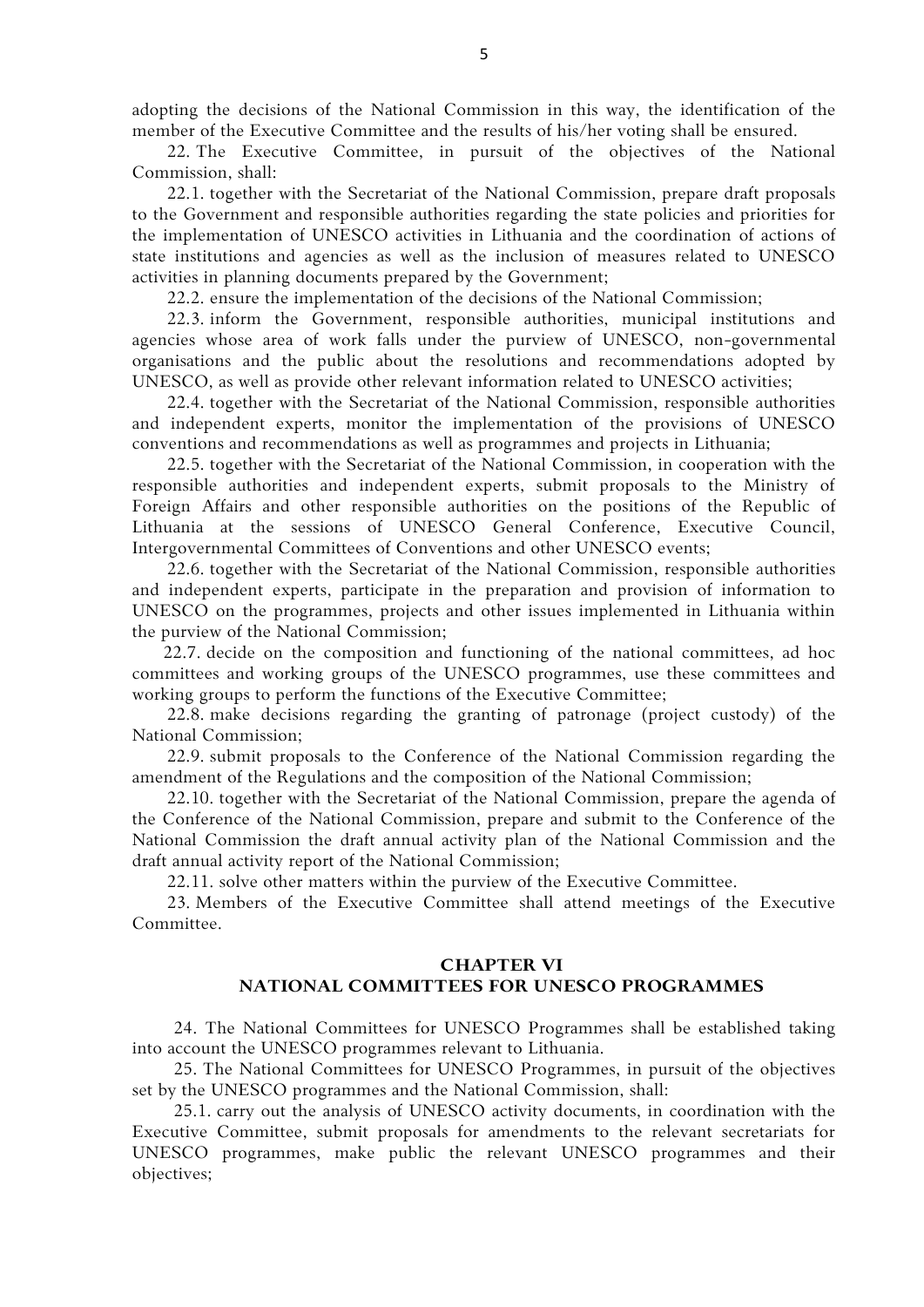adopting the decisions of the National Commission in this way, the identification of the member of the Executive Committee and the results of his/her voting shall be ensured.

22. The Executive Committee, in pursuit of the objectives of the National Commission, shall:

22.1. together with the Secretariat of the National Commission, prepare draft proposals to the Government and responsible authorities regarding the state policies and priorities for the implementation of UNESCO activities in Lithuania and the coordination of actions of state institutions and agencies as well as the inclusion of measures related to UNESCO activities in planning documents prepared by the Government;

22.2. ensure the implementation of the decisions of the National Commission;

22.3. inform the Government, responsible authorities, municipal institutions and agencies whose area of work falls under the purview of UNESCO, non-governmental organisations and the public about the resolutions and recommendations adopted by UNESCO, as well as provide other relevant information related to UNESCO activities;

22.4. together with the Secretariat of the National Commission, responsible authorities and independent experts, monitor the implementation of the provisions of UNESCO conventions and recommendations as well as programmes and projects in Lithuania;

22.5. together with the Secretariat of the National Commission, in cooperation with the responsible authorities and independent experts, submit proposals to the Ministry of Foreign Affairs and other responsible authorities on the positions of the Republic of Lithuania at the sessions of UNESCO General Conference, Executive Council, Intergovernmental Committees of Conventions and other UNESCO events;

22.6. together with the Secretariat of the National Commission, responsible authorities and independent experts, participate in the preparation and provision of information to UNESCO on the programmes, projects and other issues implemented in Lithuania within the purview of the National Commission;

22.7. decide on the composition and functioning of the national committees, ad hoc committees and working groups of the UNESCO programmes, use these committees and working groups to perform the functions of the Executive Committee;

22.8. make decisions regarding the granting of patronage (project custody) of the National Commission;

22.9. submit proposals to the Conference of the National Commission regarding the amendment of the Regulations and the composition of the National Commission;

22.10. together with the Secretariat of the National Commission, prepare the agenda of the Conference of the National Commission, prepare and submit to the Conference of the National Commission the draft annual activity plan of the National Commission and the draft annual activity report of the National Commission;

22.11. solve other matters within the purview of the Executive Committee.

23. Members of the Executive Committee shall attend meetings of the Executive Committee.

## CHAPTER VI
## NATIONAL COMMITTEES FOR UNESCO PROGRAMMES

24. The National Committees for UNESCO Programmes shall be established taking into account the UNESCO programmes relevant to Lithuania.

25. The National Committees for UNESCO Programmes, in pursuit of the objectives set by the UNESCO programmes and the National Commission, shall:

25.1. carry out the analysis of UNESCO activity documents, in coordination with the Executive Committee, submit proposals for amendments to the relevant secretariats for UNESCO programmes, make public the relevant UNESCO programmes and their objectives;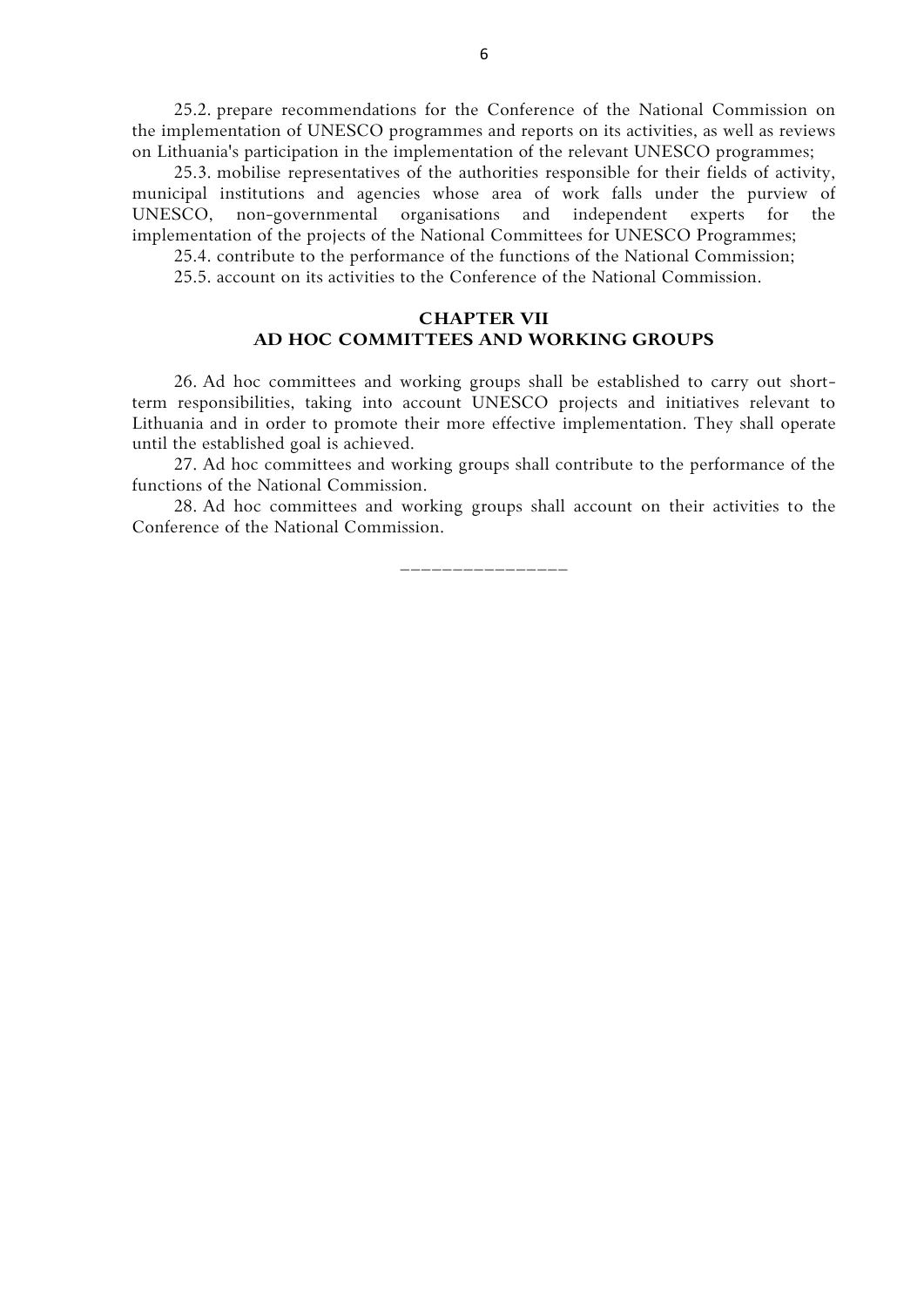25.2. prepare recommendations for the Conference of the National Commission on the implementation of UNESCO programmes and reports on its activities, as well as reviews on Lithuania's participation in the implementation of the relevant UNESCO programmes;

25.3. mobilise representatives of the authorities responsible for their fields of activity, municipal institutions and agencies whose area of work falls under the purview of UNESCO, non-governmental organisations and independent experts for the implementation of the projects of the National Committees for UNESCO Programmes;

25.4. contribute to the performance of the functions of the National Commission;

25.5. account on its activities to the Conference of the National Commission.

## CHAPTER VII
## AD HOC COMMITTEES AND WORKING GROUPS

26. Ad hoc committees and working groups shall be established to carry out short-term responsibilities, taking into account UNESCO projects and initiatives relevant to Lithuania and in order to promote their more effective implementation. They shall operate until the established goal is achieved.

27. Ad hoc committees and working groups shall contribute to the performance of the functions of the National Commission.

28. Ad hoc committees and working groups shall account on their activities to the Conference of the National Commission.

\_\_\_\_\_\_\_\_\_\_\_\_\_\_\_\_